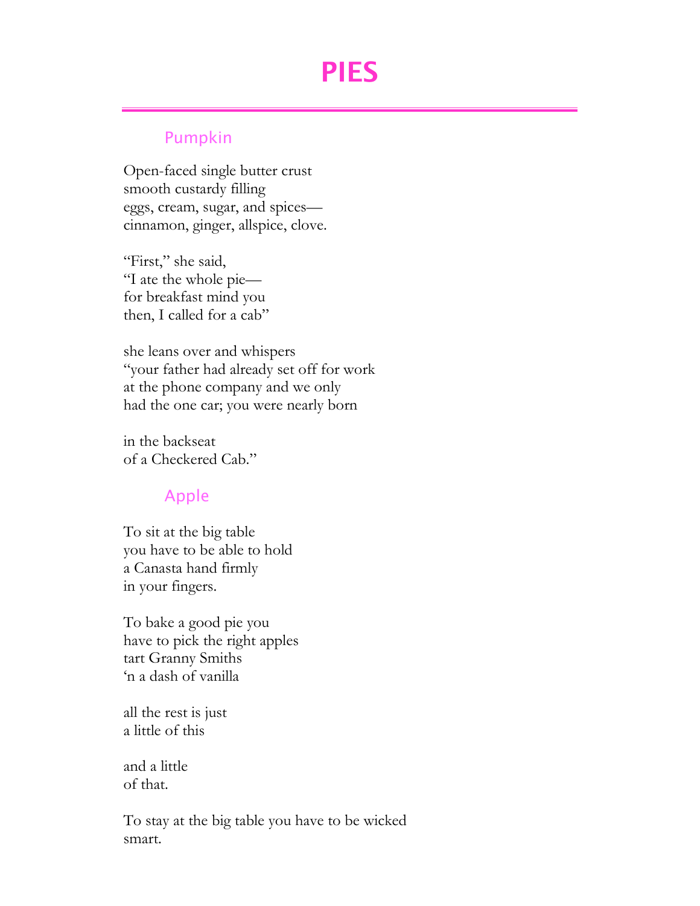# PIES

## Pumpkin

Open-faced single butter crust  
smooth custardy filling  
eggs, cream, sugar, and spices—  
cinnamon, ginger, allspice, clove.

"First," she said,  
"I ate the whole pie—  
for breakfast mind you  
then, I called for a cab"

she leans over and whispers  
"your father had already set off for work  
at the phone company and we only  
had the one car; you were nearly born

in the backseat  
of a Checkered Cab."

## Apple

To sit at the big table  
you have to be able to hold  
a Canasta hand firmly  
in your fingers.

To bake a good pie you  
have to pick the right apples  
tart Granny Smiths  
'n a dash of vanilla

all the rest is just  
a little of this

and a little  
of that.

To stay at the big table you have to be wicked  
smart.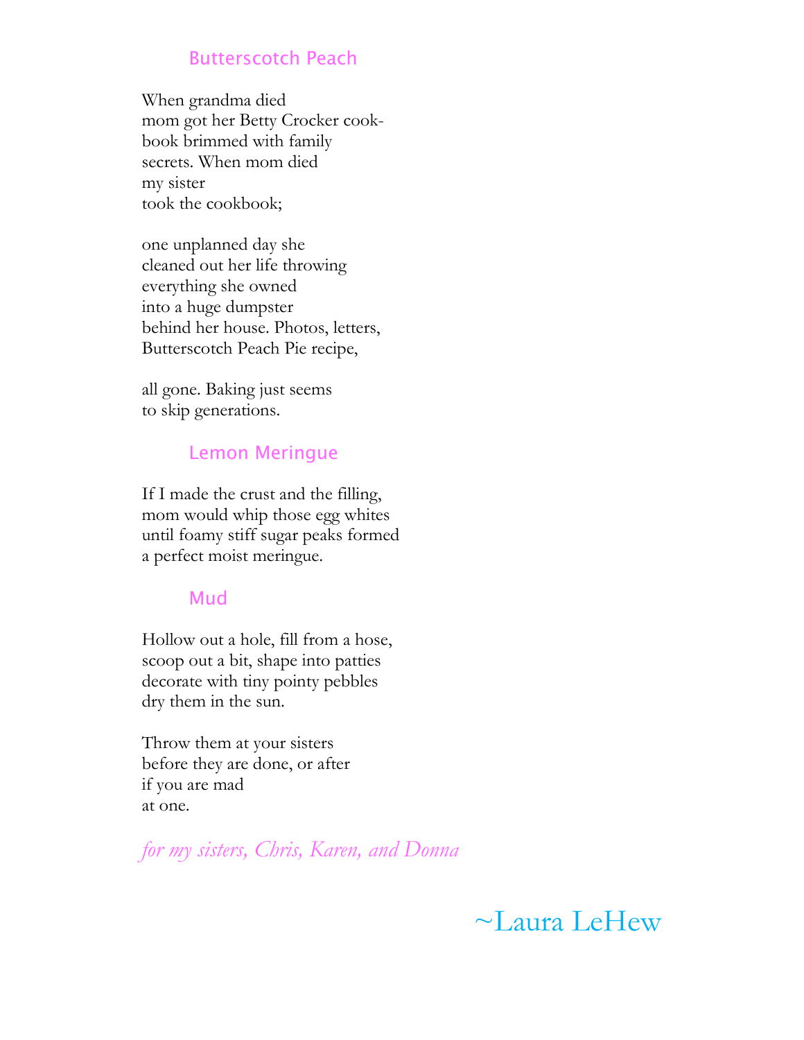## Butterscotch Peach

When grandma died  
mom got her Betty Crocker cook-  
book brimmed with family  
secrets. When mom died  
my sister  
took the cookbook;

one unplanned day she  
cleaned out her life throwing  
everything she owned  
into a huge dumpster  
behind her house. Photos, letters,  
Butterscotch Peach Pie recipe,

all gone. Baking just seems  
to skip generations.

## Lemon Meringue

If I made the crust and the filling,  
mom would whip those egg whites  
until foamy stiff sugar peaks formed  
a perfect moist meringue.

## Mud

Hollow out a hole, fill from a hose,  
scoop out a bit, shape into patties  
decorate with tiny pointy pebbles  
dry them in the sun.

Throw them at your sisters  
before they are done, or after  
if you are mad  
at one.

*for my sisters, Chris, Karen, and Donna*

~Laura LeHew